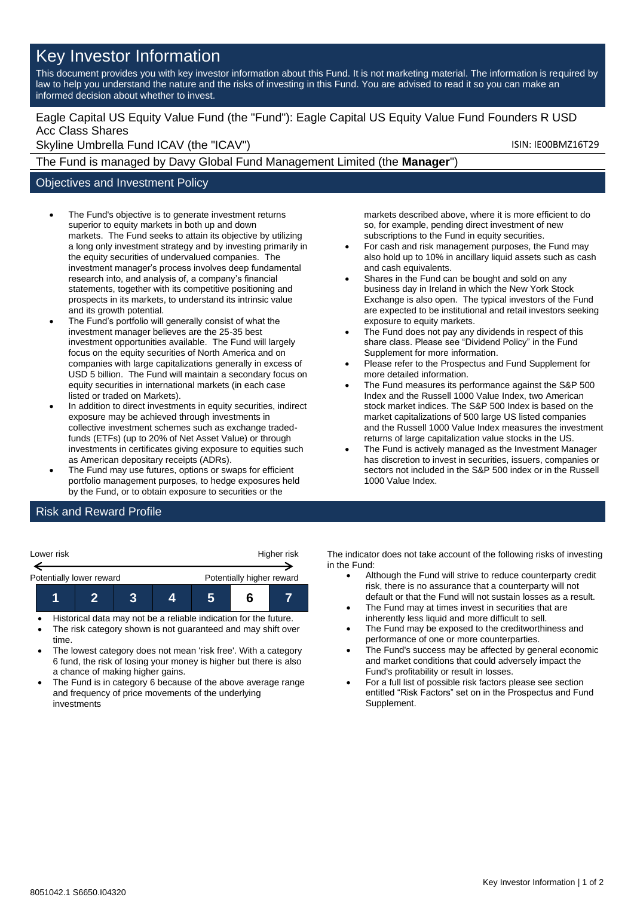# Key Investor Information

This document provides you with key investor information about this Fund. It is not marketing material. The information is required by law to help you understand the nature and the risks of investing in this Fund. You are advised to read it so you can make an informed decision about whether to invest.

Eagle Capital US Equity Value Fund (the "Fund"): Eagle Capital US Equity Value Fund Founders R USD Acc Class Shares

Skyline Umbrella Fund ICAV (the "ICAV")

ISIN: IE00BMZ16T29

The Fund is managed by Davy Global Fund Management Limited (the **Manager**")

## Objectives and Investment Policy

- The Fund's objective is to generate investment returns superior to equity markets in both up and down markets. The Fund seeks to attain its objective by utilizing a long only investment strategy and by investing primarily in the equity securities of undervalued companies. The investment manager's process involves deep fundamental research into, and analysis of, a company's financial statements, together with its competitive positioning and prospects in its markets, to understand its intrinsic value and its growth potential.
- The Fund's portfolio will generally consist of what the investment manager believes are the 25-35 best investment opportunities available. The Fund will largely focus on the equity securities of North America and on companies with large capitalizations generally in excess of USD 5 billion. The Fund will maintain a secondary focus on equity securities in international markets (in each case listed or traded on Markets).
- In addition to direct investments in equity securities, indirect exposure may be achieved through investments in collective investment schemes such as exchange traded-funds (ETFs) (up to 20% of Net Asset Value) or through investments in certificates giving exposure to equities such as American depositary receipts (ADRs).
- The Fund may use futures, options or swaps for efficient portfolio management purposes, to hedge exposures held by the Fund, or to obtain exposure to securities or the markets described above, where it is more efficient to do so, for example, pending direct investment of new subscriptions to the Fund in equity securities.
- For cash and risk management purposes, the Fund may also hold up to 10% in ancillary liquid assets such as cash and cash equivalents.
- Shares in the Fund can be bought and sold on any business day in Ireland in which the New York Stock Exchange is also open. The typical investors of the Fund are expected to be institutional and retail investors seeking exposure to equity markets.
- The Fund does not pay any dividends in respect of this share class. Please see "Dividend Policy" in the Fund Supplement for more information.
- Please refer to the Prospectus and Fund Supplement for more detailed information.
- The Fund measures its performance against the S&P 500 Index and the Russell 1000 Value Index, two American stock market indices. The S&P 500 Index is based on the market capitalizations of 500 large US listed companies and the Russell 1000 Value Index measures the investment returns of large capitalization value stocks in the US.
- The Fund is actively managed as the Investment Manager has discretion to invest in securities, issuers, companies or sectors not included in the S&P 500 index or in the Russell 1000 Value Index.

## Risk and Reward Profile

Lower risk — Higher risk

Potentially lower reward — Potentially higher reward

| 1 | 2 | 3 | 4 | 5 | **6** | 7 |
|---|---|---|---|---|---|---|

- Historical data may not be a reliable indication for the future.
- The risk category shown is not guaranteed and may shift over time.
- The lowest category does not mean 'risk free'. With a category 6 fund, the risk of losing your money is higher but there is also a chance of making higher gains.
- The Fund is in category 6 because of the above average range and frequency of price movements of the underlying investments

The indicator does not take account of the following risks of investing in the Fund:

- Although the Fund will strive to reduce counterparty credit risk, there is no assurance that a counterparty will not default or that the Fund will not sustain losses as a result.
- The Fund may at times invest in securities that are inherently less liquid and more difficult to sell.
- The Fund may be exposed to the creditworthiness and performance of one or more counterparties.
- The Fund's success may be affected by general economic and market conditions that could adversely impact the Fund's profitability or result in losses.
- For a full list of possible risk factors please see section entitled "Risk Factors" set on in the Prospectus and Fund Supplement.

8051042.1 S6650.I04320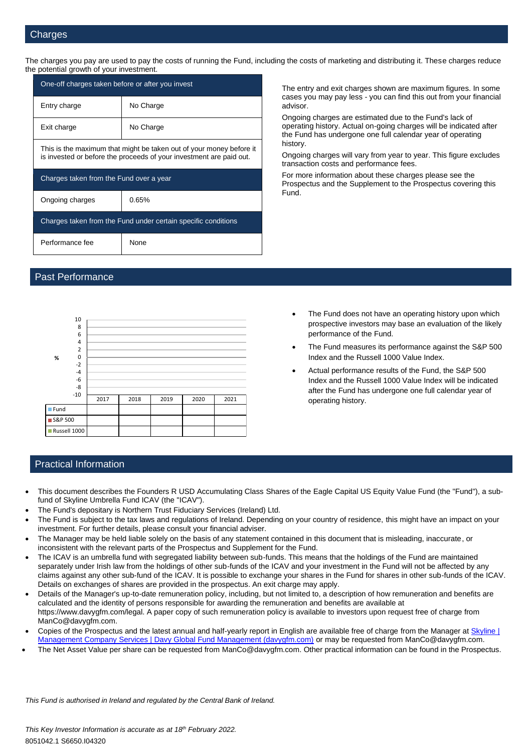## Charges

The charges you pay are used to pay the costs of running the Fund, including the costs of marketing and distributing it. These charges reduce the potential growth of your investment.

| One-off charges taken before or after you invest | |
|---|---|
| Entry charge | No Charge |
| Exit charge | No Charge |
| This is the maximum that might be taken out of your money before it is invested or before the proceeds of your investment are paid out. | |
| **Charges taken from the Fund over a year** | |
| Ongoing charges | 0.65% |
| **Charges taken from the Fund under certain specific conditions** | |
| Performance fee | None |

The entry and exit charges shown are maximum figures. In some cases you may pay less - you can find this out from your financial advisor.

Ongoing charges are estimated due to the Fund's lack of operating history. Actual on-going charges will be indicated after the Fund has undergone one full calendar year of operating history.

Ongoing charges will vary from year to year. This figure excludes transaction costs and performance fees.

For more information about these charges please see the Prospectus and the Supplement to the Prospectus covering this Fund.

## Past Performance

%
10
8
6
4
2
0
-2
-4
-6
-8
-10
2017 2018 2019 2020 2021
Fund
S&P 500
Russell 1000

- The Fund does not have an operating history upon which prospective investors may base an evaluation of the likely performance of the Fund.
- The Fund measures its performance against the S&P 500 Index and the Russell 1000 Value Index.
- Actual performance results of the Fund, the S&P 500 Index and the Russell 1000 Value Index will be indicated after the Fund has undergone one full calendar year of operating history.

## Practical Information

- This document describes the Founders R USD Accumulating Class Shares of the Eagle Capital US Equity Value Fund (the "Fund"), a sub-fund of Skyline Umbrella Fund ICAV (the "ICAV").
- The Fund's depositary is Northern Trust Fiduciary Services (Ireland) Ltd.
- The Fund is subject to the tax laws and regulations of Ireland. Depending on your country of residence, this might have an impact on your investment. For further details, please consult your financial adviser.
- The Manager may be held liable solely on the basis of any statement contained in this document that is misleading, inaccurate, or inconsistent with the relevant parts of the Prospectus and Supplement for the Fund.
- The ICAV is an umbrella fund with segregated liability between sub-funds. This means that the holdings of the Fund are maintained separately under Irish law from the holdings of other sub-funds of the ICAV and your investment in the Fund will not be affected by any claims against any other sub-fund of the ICAV. It is possible to exchange your shares in the Fund for shares in other sub-funds of the ICAV. Details on exchanges of shares are provided in the prospectus. An exit charge may apply.
- Details of the Manager's up-to-date remuneration policy, including, but not limited to, a description of how remuneration and benefits are calculated and the identity of persons responsible for awarding the remuneration and benefits are available at https://www.davygfm.com/legal. A paper copy of such remuneration policy is available to investors upon request free of charge from ManCo@davygfm.com.
- Copies of the Prospectus and the latest annual and half-yearly report in English are available free of charge from the Manager at Skyline | Management Company Services | Davy Global Fund Management (davygfm.com) or may be requested from ManCo@davygfm.com.
- The Net Asset Value per share can be requested from ManCo@davygfm.com. Other practical information can be found in the Prospectus.

*This Fund is authorised in Ireland and regulated by the Central Bank of Ireland.*

*This Key Investor Information is accurate as at 18th February 2022.*

8051042.1 S6650.I04320